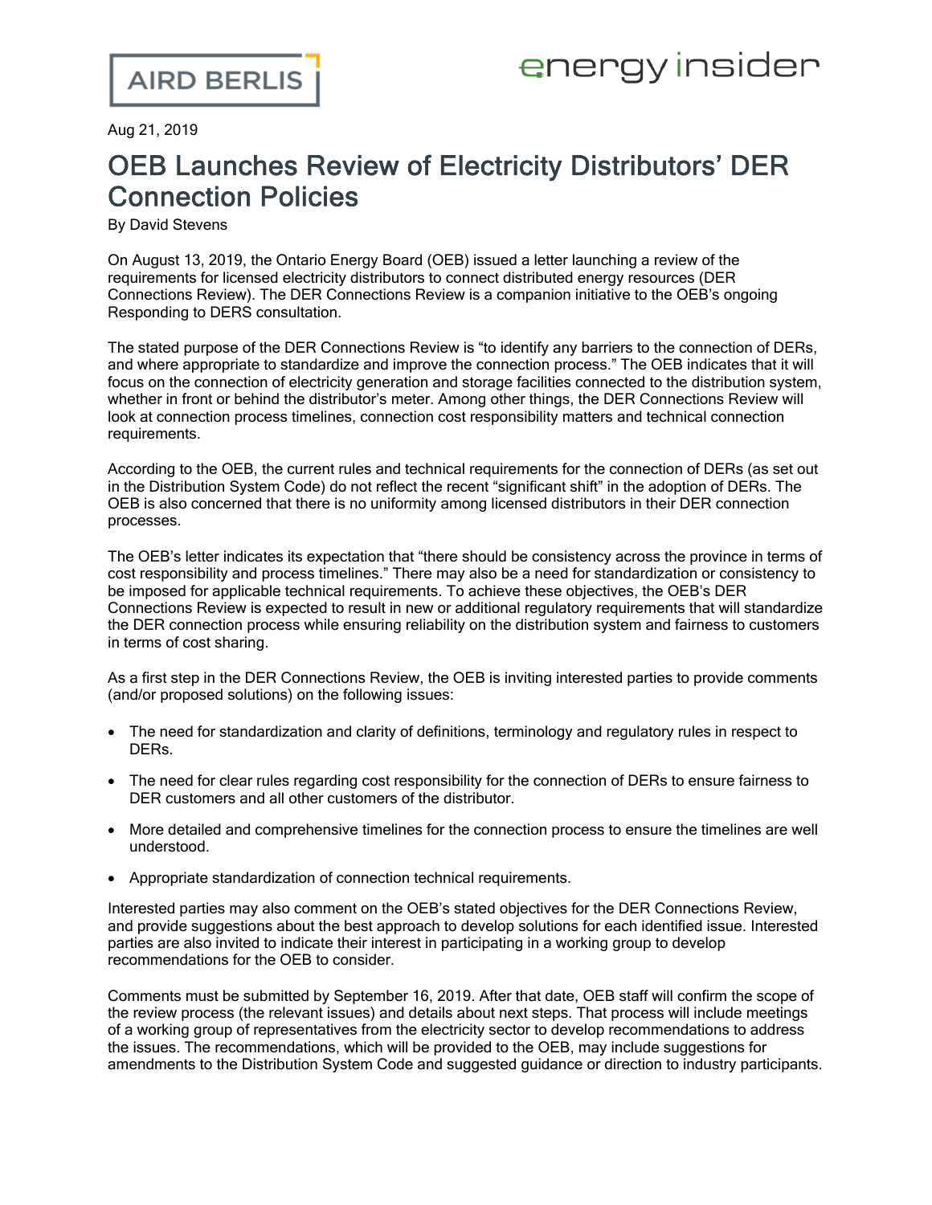Aug 21, 2019

# OEB Launches Review of Electricity Distributors' DER Connection Policies

By David Stevens

On August 13, 2019, the Ontario Energy Board (OEB) issued a letter launching a review of the requirements for licensed electricity distributors to connect distributed energy resources (DER Connections Review). The DER Connections Review is a companion initiative to the OEB's ongoing Responding to DERS consultation.

The stated purpose of the DER Connections Review is "to identify any barriers to the connection of DERs, and where appropriate to standardize and improve the connection process." The OEB indicates that it will focus on the connection of electricity generation and storage facilities connected to the distribution system, whether in front or behind the distributor's meter. Among other things, the DER Connections Review will look at connection process timelines, connection cost responsibility matters and technical connection requirements.

According to the OEB, the current rules and technical requirements for the connection of DERs (as set out in the Distribution System Code) do not reflect the recent "significant shift" in the adoption of DERs. The OEB is also concerned that there is no uniformity among licensed distributors in their DER connection processes.

The OEB's letter indicates its expectation that "there should be consistency across the province in terms of cost responsibility and process timelines." There may also be a need for standardization or consistency to be imposed for applicable technical requirements. To achieve these objectives, the OEB's DER Connections Review is expected to result in new or additional regulatory requirements that will standardize the DER connection process while ensuring reliability on the distribution system and fairness to customers in terms of cost sharing.

As a first step in the DER Connections Review, the OEB is inviting interested parties to provide comments (and/or proposed solutions) on the following issues:

- The need for standardization and clarity of definitions, terminology and regulatory rules in respect to DERs.
- The need for clear rules regarding cost responsibility for the connection of DERs to ensure fairness to DER customers and all other customers of the distributor.
- More detailed and comprehensive timelines for the connection process to ensure the timelines are well understood.
- Appropriate standardization of connection technical requirements.

Interested parties may also comment on the OEB's stated objectives for the DER Connections Review, and provide suggestions about the best approach to develop solutions for each identified issue. Interested parties are also invited to indicate their interest in participating in a working group to develop recommendations for the OEB to consider.

Comments must be submitted by September 16, 2019. After that date, OEB staff will confirm the scope of the review process (the relevant issues) and details about next steps. That process will include meetings of a working group of representatives from the electricity sector to develop recommendations to address the issues. The recommendations, which will be provided to the OEB, may include suggestions for amendments to the Distribution System Code and suggested guidance or direction to industry participants.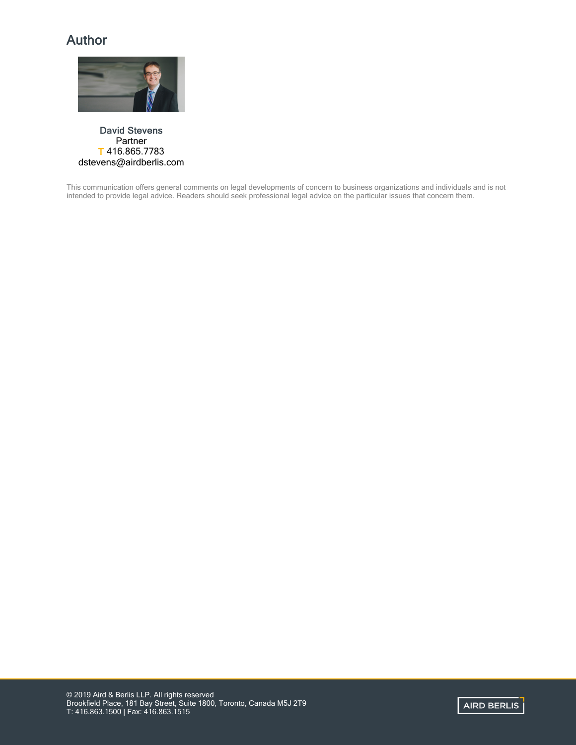## Author

**David Stevens**
Partner
T 416.865.7783
dstevens@airdberlis.com

This communication offers general comments on legal developments of concern to business organizations and individuals and is not intended to provide legal advice. Readers should seek professional legal advice on the particular issues that concern them.

© 2019 Aird & Berlis LLP. All rights reserved
Brookfield Place, 181 Bay Street, Suite 1800, Toronto, Canada M5J 2T9
T: 416.863.1500 | Fax: 416.863.1515

AIRD BERLIS